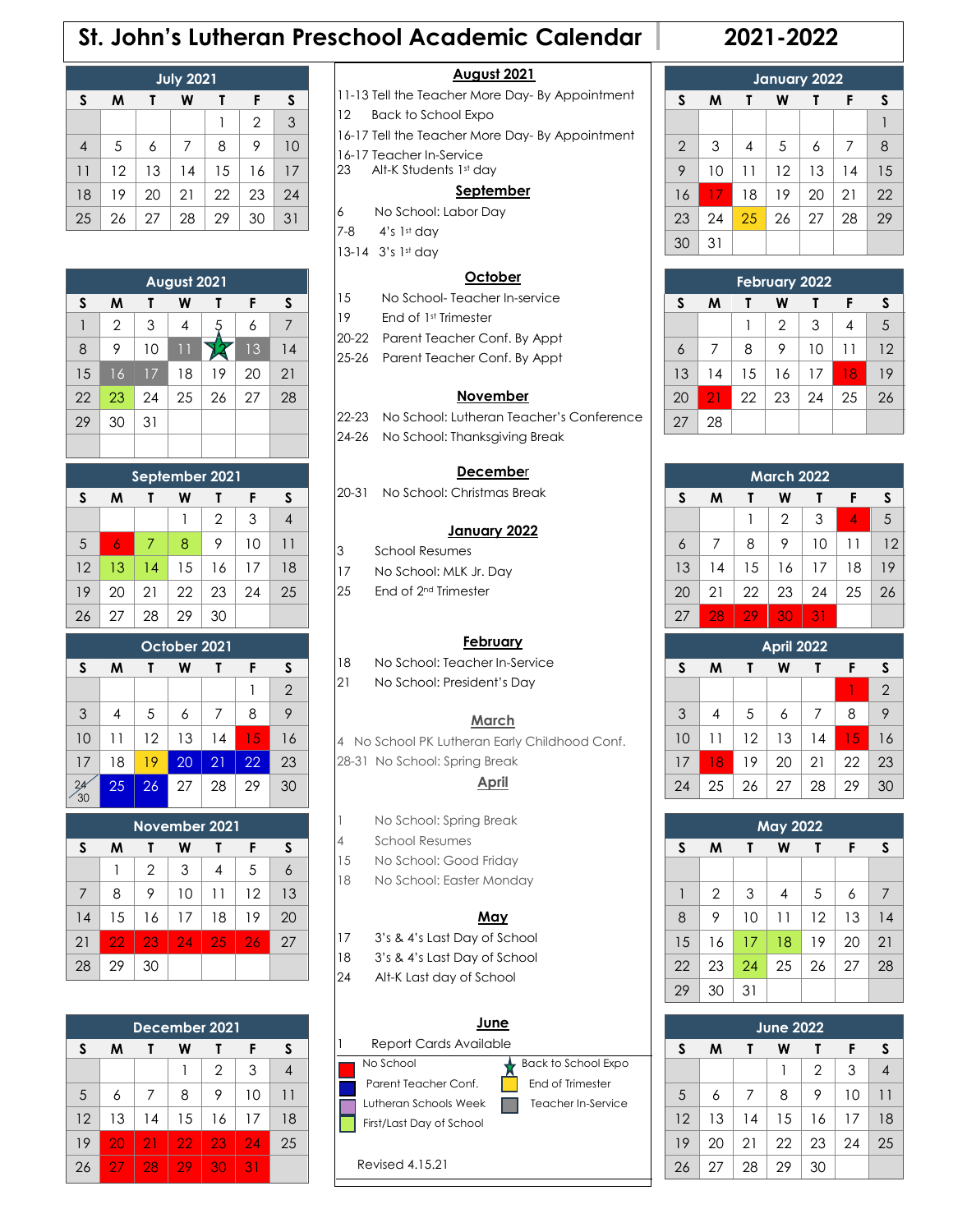# St. John's Lutheran Preschool Academic Calendar 2021-2022

## July 2021

| S | M | T | W | T | F | S |
|---|---|---|---|---|---|---|
| | | | | 1 | 2 | 3 |
| 4 | 5 | 6 | 7 | 8 | 9 | 10 |
| 11 | 12 | 13 | 14 | 15 | 16 | 17 |
| 18 | 19 | 20 | 21 | 22 | 23 | 24 |
| 25 | 26 | 27 | 28 | 29 | 30 | 31 |

## August 2021

| S | M | T | W | T | F | S |
|---|---|---|---|---|---|---|
| 1 | 2 | 3 | 4 | 5 | 6 | 7 |
| 8 | 9 | 10 | 11 | 12 | 13 | 14 |
| 15 | 16 | 17 | 18 | 19 | 20 | 21 |
| 22 | 23 | 24 | 25 | 26 | 27 | 28 |
| 29 | 30 | 31 | | | | |

## September 2021

| S | M | T | W | T | F | S |
|---|---|---|---|---|---|---|
| | | | 1 | 2 | 3 | 4 |
| 5 | 6 | 7 | 8 | 9 | 10 | 11 |
| 12 | 13 | 14 | 15 | 16 | 17 | 18 |
| 19 | 20 | 21 | 22 | 23 | 24 | 25 |
| 26 | 27 | 28 | 29 | 30 | | |

## October 2021

| S | M | T | W | T | F | S |
|---|---|---|---|---|---|---|
| | | | | | 1 | 2 |
| 3 | 4 | 5 | 6 | 7 | 8 | 9 |
| 10 | 11 | 12 | 13 | 14 | 15 | 16 |
| 17 | 18 | 19 | 20 | 21 | 22 | 23 |
| 24/30 | 25 | 26 | 27 | 28 | 29 | 30 |

## November 2021

| S | M | T | W | T | F | S |
|---|---|---|---|---|---|---|
| | 1 | 2 | 3 | 4 | 5 | 6 |
| 7 | 8 | 9 | 10 | 11 | 12 | 13 |
| 14 | 15 | 16 | 17 | 18 | 19 | 20 |
| 21 | 22 | 23 | 24 | 25 | 26 | 27 |
| 28 | 29 | 30 | | | | |

## December 2021

| S | M | T | W | T | F | S |
|---|---|---|---|---|---|---|
| | | | 1 | 2 | 3 | 4 |
| 5 | 6 | 7 | 8 | 9 | 10 | 11 |
| 12 | 13 | 14 | 15 | 16 | 17 | 18 |
| 19 | 20 | 21 | 22 | 23 | 24 | 25 |
| 26 | 27 | 28 | 29 | 30 | 31 | |

## August 2021
- 11-13 Tell the Teacher More Day- By Appointment
- 12 Back to School Expo
- 16-17 Tell the Teacher More Day- By Appointment
- 16-17 Teacher In-Service
- 23 Alt-K Students 1st day

## September
- 6 No School: Labor Day
- 7-8 4's 1st day
- 13-14 3's 1st day

## October
- 15 No School- Teacher In-service
- 19 End of 1st Trimester
- 20-22 Parent Teacher Conf. By Appt
- 25-26 Parent Teacher Conf. By Appt

## November
- 22-23 No School: Lutheran Teacher's Conference
- 24-26 No School: Thanksgiving Break

## December
- 20-31 No School: Christmas Break

## January 2022
- 3 School Resumes
- 17 No School: MLK Jr. Day
- 25 End of 2nd Trimester

## February
- 18 No School: Teacher In-Service
- 21 No School: President's Day

## March
- 4 No School PK Lutheran Early Childhood Conf.
- 28-31 No School: Spring Break

## April
- 1 No School: Spring Break
- 4 School Resumes
- 15 No School: Good Friday
- 18 No School: Easter Monday

## May
- 17 3's & 4's Last Day of School
- 18 3's & 4's Last Day of School
- 24 Alt-K Last day of School

## June
- 1 Report Cards Available

**Legend:**
- No School
- Parent Teacher Conf.
- Lutheran Schools Week
- First/Last Day of School
- Back to School Expo
- End of Trimester
- Teacher In-Service

Revised 4.15.21

## January 2022

| S | M | T | W | T | F | S |
|---|---|---|---|---|---|---|
| | | | | | | 1 |
| 2 | 3 | 4 | 5 | 6 | 7 | 8 |
| 9 | 10 | 11 | 12 | 13 | 14 | 15 |
| 16 | 17 | 18 | 19 | 20 | 21 | 22 |
| 23 | 24 | 25 | 26 | 27 | 28 | 29 |
| 30 | 31 | | | | | |

## February 2022

| S | M | T | W | T | F | S |
|---|---|---|---|---|---|---|
| | | 1 | 2 | 3 | 4 | 5 |
| 6 | 7 | 8 | 9 | 10 | 11 | 12 |
| 13 | 14 | 15 | 16 | 17 | 18 | 19 |
| 20 | 21 | 22 | 23 | 24 | 25 | 26 |
| 27 | 28 | | | | | |

## March 2022

| S | M | T | W | T | F | S |
|---|---|---|---|---|---|---|
| | | 1 | 2 | 3 | 4 | 5 |
| 6 | 7 | 8 | 9 | 10 | 11 | 12 |
| 13 | 14 | 15 | 16 | 17 | 18 | 19 |
| 20 | 21 | 22 | 23 | 24 | 25 | 26 |
| 27 | 28 | 29 | 30 | 31 | | |

## April 2022

| S | M | T | W | T | F | S |
|---|---|---|---|---|---|---|
| | | | | | 1 | 2 |
| 3 | 4 | 5 | 6 | 7 | 8 | 9 |
| 10 | 11 | 12 | 13 | 14 | 15 | 16 |
| 17 | 18 | 19 | 20 | 21 | 22 | 23 |
| 24 | 25 | 26 | 27 | 28 | 29 | 30 |

## May 2022

| S | M | T | W | T | F | S |
|---|---|---|---|---|---|---|
| 1 | 2 | 3 | 4 | 5 | 6 | 7 |
| 8 | 9 | 10 | 11 | 12 | 13 | 14 |
| 15 | 16 | 17 | 18 | 19 | 20 | 21 |
| 22 | 23 | 24 | 25 | 26 | 27 | 28 |
| 29 | 30 | 31 | | | | |

## June 2022

| S | M | T | W | T | F | S |
|---|---|---|---|---|---|---|
| | | | 1 | 2 | 3 | 4 |
| 5 | 6 | 7 | 8 | 9 | 10 | 11 |
| 12 | 13 | 14 | 15 | 16 | 17 | 18 |
| 19 | 20 | 21 | 22 | 23 | 24 | 25 |
| 26 | 27 | 28 | 29 | 30 | | |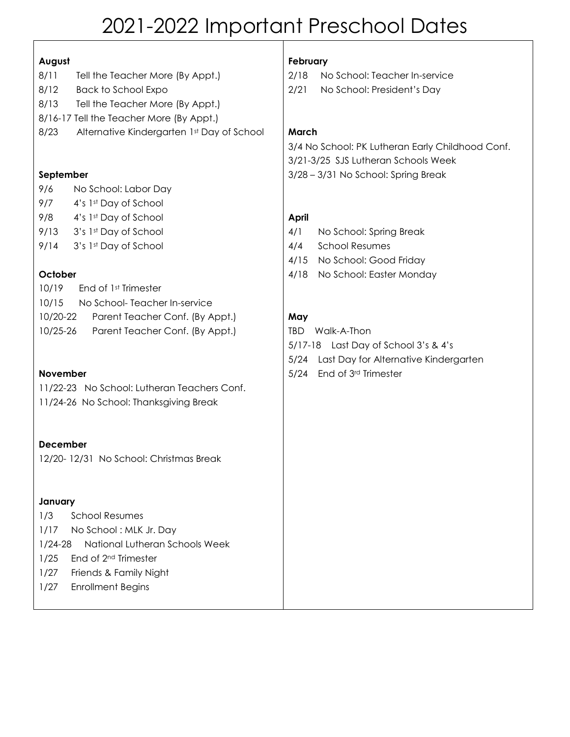# 2021-2022 Important Preschool Dates

**August**

8/11 Tell the Teacher More (By Appt.)
8/12 Back to School Expo
8/13 Tell the Teacher More (By Appt.)
8/16-17 Tell the Teacher More (By Appt.)
8/23 Alternative Kindergarten 1st Day of School

**September**

9/6 No School: Labor Day
9/7 4's 1st Day of School
9/8 4's 1st Day of School
9/13 3's 1st Day of School
9/14 3's 1st Day of School

**October**

10/19 End of 1st Trimester
10/15 No School- Teacher In-service
10/20-22 Parent Teacher Conf. (By Appt.)
10/25-26 Parent Teacher Conf. (By Appt.)

**November**

11/22-23 No School: Lutheran Teachers Conf.
11/24-26 No School: Thanksgiving Break

**December**

12/20- 12/31 No School: Christmas Break

**January**

1/3 School Resumes
1/17 No School : MLK Jr. Day
1/24-28 National Lutheran Schools Week
1/25 End of 2nd Trimester
1/27 Friends & Family Night
1/27 Enrollment Begins

**February**

2/18 No School: Teacher In-service
2/21 No School: President's Day

**March**

3/4 No School: PK Lutheran Early Childhood Conf.
3/21-3/25 SJS Lutheran Schools Week
3/28 – 3/31 No School: Spring Break

**April**

4/1 No School: Spring Break
4/4 School Resumes
4/15 No School: Good Friday
4/18 No School: Easter Monday

**May**

TBD Walk-A-Thon
5/17-18 Last Day of School 3's & 4's
5/24 Last Day for Alternative Kindergarten
5/24 End of 3rd Trimester